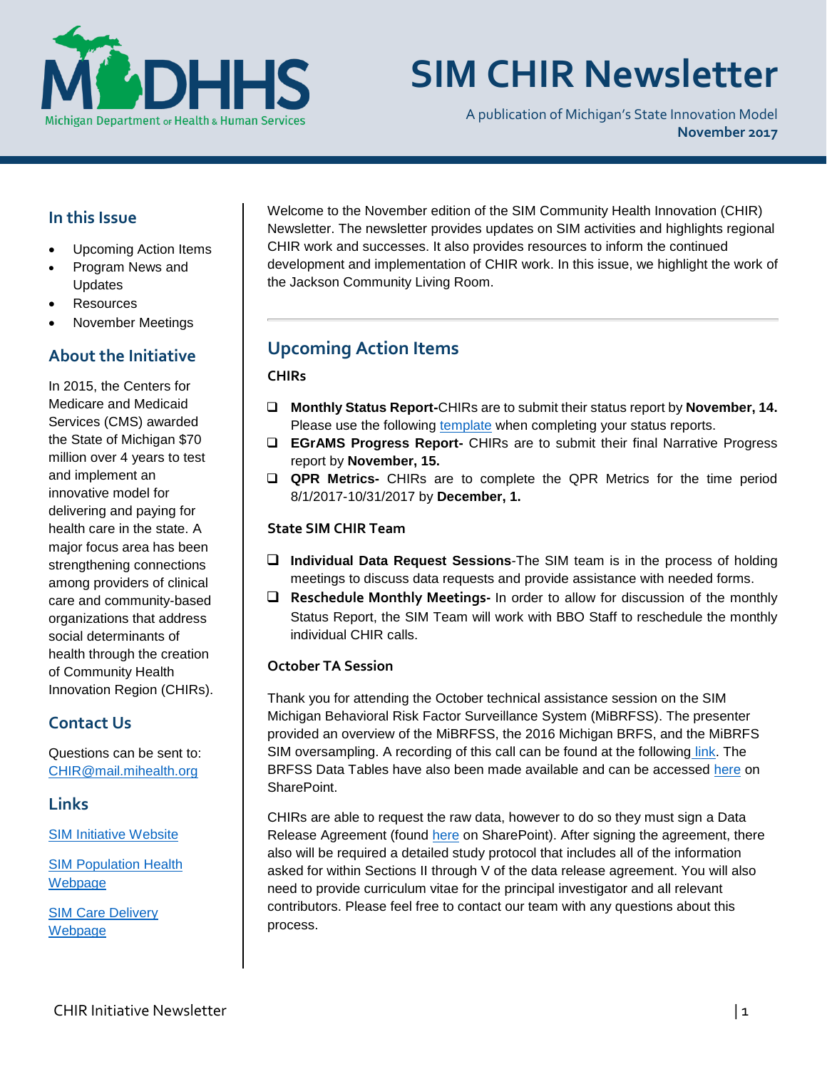# SIM CHIR Newsletter

A publication of Michigan's State Innovation Model
**November 2017**

## In this Issue

- Upcoming Action Items
- Program News and Updates
- Resources
- November Meetings

## About the Initiative

In 2015, the Centers for Medicare and Medicaid Services (CMS) awarded the State of Michigan $70 million over 4 years to test and implement an innovative model for delivering and paying for health care in the state. A major focus area has been strengthening connections among providers of clinical care and community-based organizations that address social determinants of health through the creation of Community Health Innovation Region (CHIRs).

## Contact Us

Questions can be sent to:
CHIR@mail.mihealth.org

## Links

SIM Initiative Website

SIM Population Health Webpage

SIM Care Delivery Webpage

---

Welcome to the November edition of the SIM Community Health Innovation (CHIR) Newsletter. The newsletter provides updates on SIM activities and highlights regional CHIR work and successes. It also provides resources to inform the continued development and implementation of CHIR work. In this issue, we highlight the work of the Jackson Community Living Room.

## Upcoming Action Items

### CHIRs

- ❑ **Monthly Status Report-**CHIRs are to submit their status report by **November, 14.** Please use the following template when completing your status reports.
- ❑ **EGrAMS Progress Report-** CHIRs are to submit their final Narrative Progress report by **November, 15.**
- ❑ **QPR Metrics-** CHIRs are to complete the QPR Metrics for the time period 8/1/2017-10/31/2017 by **December, 1.**

### State SIM CHIR Team

- ❑ **Individual Data Request Sessions**-The SIM team is in the process of holding meetings to discuss data requests and provide assistance with needed forms.
- ❑ **Reschedule Monthly Meetings-** In order to allow for discussion of the monthly Status Report, the SIM Team will work with BBO Staff to reschedule the monthly individual CHIR calls.

### October TA Session

Thank you for attending the October technical assistance session on the SIM Michigan Behavioral Risk Factor Surveillance System (MiBRFSS). The presenter provided an overview of the MiBRFSS, the 2016 Michigan BRFS, and the MiBRFSS SIM oversampling. A recording of this call can be found at the following link. The BRFSS Data Tables have also been made available and can be accessed here on SharePoint.

CHIRs are able to request the raw data, however to do so they must sign a Data Release Agreement (found here on SharePoint). After signing the agreement, there also will be required a detailed study protocol that includes all of the information asked for within Sections II through V of the data release agreement. You will also need to provide curriculum vitae for the principal investigator and all relevant contributors. Please feel free to contact our team with any questions about this process.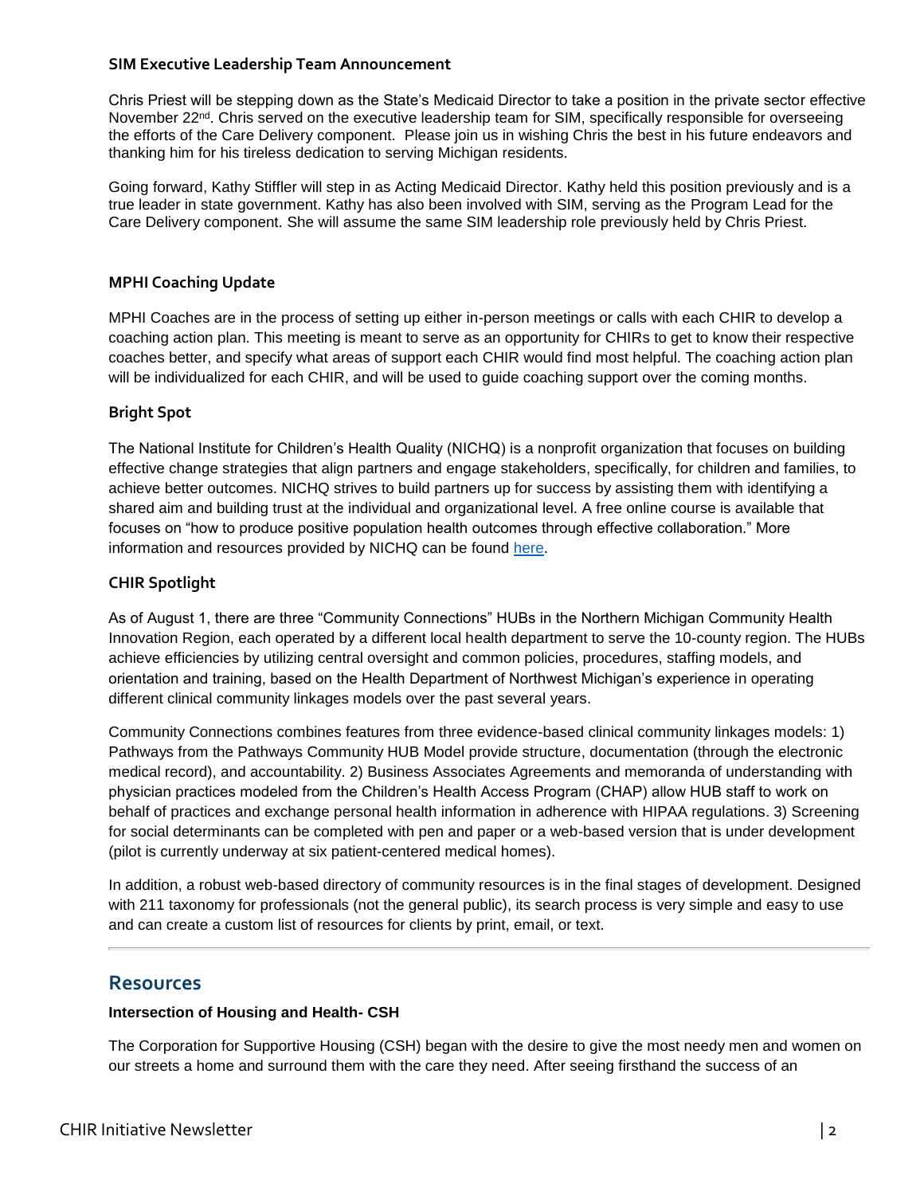### SIM Executive Leadership Team Announcement

Chris Priest will be stepping down as the State's Medicaid Director to take a position in the private sector effective November 22nd. Chris served on the executive leadership team for SIM, specifically responsible for overseeing the efforts of the Care Delivery component. Please join us in wishing Chris the best in his future endeavors and thanking him for his tireless dedication to serving Michigan residents.

Going forward, Kathy Stiffler will step in as Acting Medicaid Director. Kathy held this position previously and is a true leader in state government. Kathy has also been involved with SIM, serving as the Program Lead for the Care Delivery component. She will assume the same SIM leadership role previously held by Chris Priest.

### MPHI Coaching Update

MPHI Coaches are in the process of setting up either in-person meetings or calls with each CHIR to develop a coaching action plan. This meeting is meant to serve as an opportunity for CHIRs to get to know their respective coaches better, and specify what areas of support each CHIR would find most helpful. The coaching action plan will be individualized for each CHIR, and will be used to guide coaching support over the coming months.

### Bright Spot

The National Institute for Children's Health Quality (NICHQ) is a nonprofit organization that focuses on building effective change strategies that align partners and engage stakeholders, specifically, for children and families, to achieve better outcomes. NICHQ strives to build partners up for success by assisting them with identifying a shared aim and building trust at the individual and organizational level. A free online course is available that focuses on "how to produce positive population health outcomes through effective collaboration." More information and resources provided by NICHQ can be found here.

### CHIR Spotlight

As of August 1, there are three "Community Connections" HUBs in the Northern Michigan Community Health Innovation Region, each operated by a different local health department to serve the 10-county region. The HUBs achieve efficiencies by utilizing central oversight and common policies, procedures, staffing models, and orientation and training, based on the Health Department of Northwest Michigan's experience in operating different clinical community linkages models over the past several years.

Community Connections combines features from three evidence-based clinical community linkages models: 1) Pathways from the Pathways Community HUB Model provide structure, documentation (through the electronic medical record), and accountability. 2) Business Associates Agreements and memoranda of understanding with physician practices modeled from the Children's Health Access Program (CHAP) allow HUB staff to work on behalf of practices and exchange personal health information in adherence with HIPAA regulations. 3) Screening for social determinants can be completed with pen and paper or a web-based version that is under development (pilot is currently underway at six patient-centered medical homes).

In addition, a robust web-based directory of community resources is in the final stages of development. Designed with 211 taxonomy for professionals (not the general public), its search process is very simple and easy to use and can create a custom list of resources for clients by print, email, or text.

---

## Resources

#### Intersection of Housing and Health- CSH

The Corporation for Supportive Housing (CSH) began with the desire to give the most needy men and women on our streets a home and surround them with the care they need. After seeing firsthand the success of an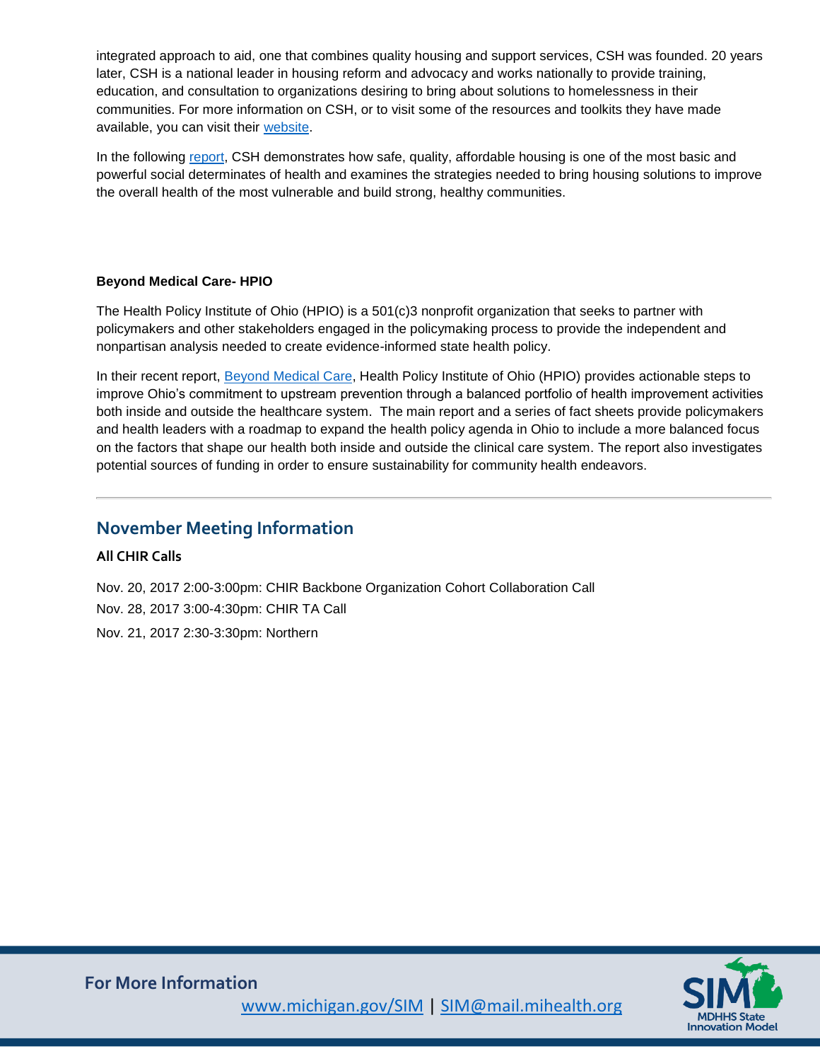integrated approach to aid, one that combines quality housing and support services, CSH was founded. 20 years later, CSH is a national leader in housing reform and advocacy and works nationally to provide training, education, and consultation to organizations desiring to bring about solutions to homelessness in their communities. For more information on CSH, or to visit some of the resources and toolkits they have made available, you can visit their website.

In the following report, CSH demonstrates how safe, quality, affordable housing is one of the most basic and powerful social determinates of health and examines the strategies needed to bring housing solutions to improve the overall health of the most vulnerable and build strong, healthy communities.

**Beyond Medical Care- HPIO**

The Health Policy Institute of Ohio (HPIO) is a 501(c)3 nonprofit organization that seeks to partner with policymakers and other stakeholders engaged in the policymaking process to provide the independent and nonpartisan analysis needed to create evidence-informed state health policy.

In their recent report, Beyond Medical Care, Health Policy Institute of Ohio (HPIO) provides actionable steps to improve Ohio's commitment to upstream prevention through a balanced portfolio of health improvement activities both inside and outside the healthcare system. The main report and a series of fact sheets provide policymakers and health leaders with a roadmap to expand the health policy agenda in Ohio to include a more balanced focus on the factors that shape our health both inside and outside the clinical care system. The report also investigates potential sources of funding in order to ensure sustainability for community health endeavors.

---

## November Meeting Information

**All CHIR Calls**

Nov. 20, 2017 2:00-3:00pm: CHIR Backbone Organization Cohort Collaboration Call

Nov. 28, 2017 3:00-4:30pm: CHIR TA Call

Nov. 21, 2017 2:30-3:30pm: Northern

**For More Information**

www.michigan.gov/SIM | SIM@mail.mihealth.org

SIM MDHHS State Innovation Model